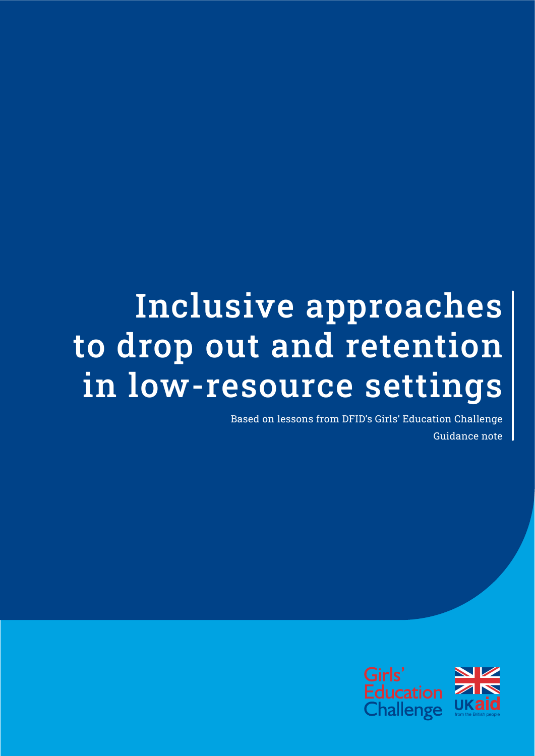# Inclusive approaches to drop out and retention in low-resource settings

Based on lessons from DFID's Girls' Education Challenge

Guidance note

Girls' Education Challenge

UKaid from the British people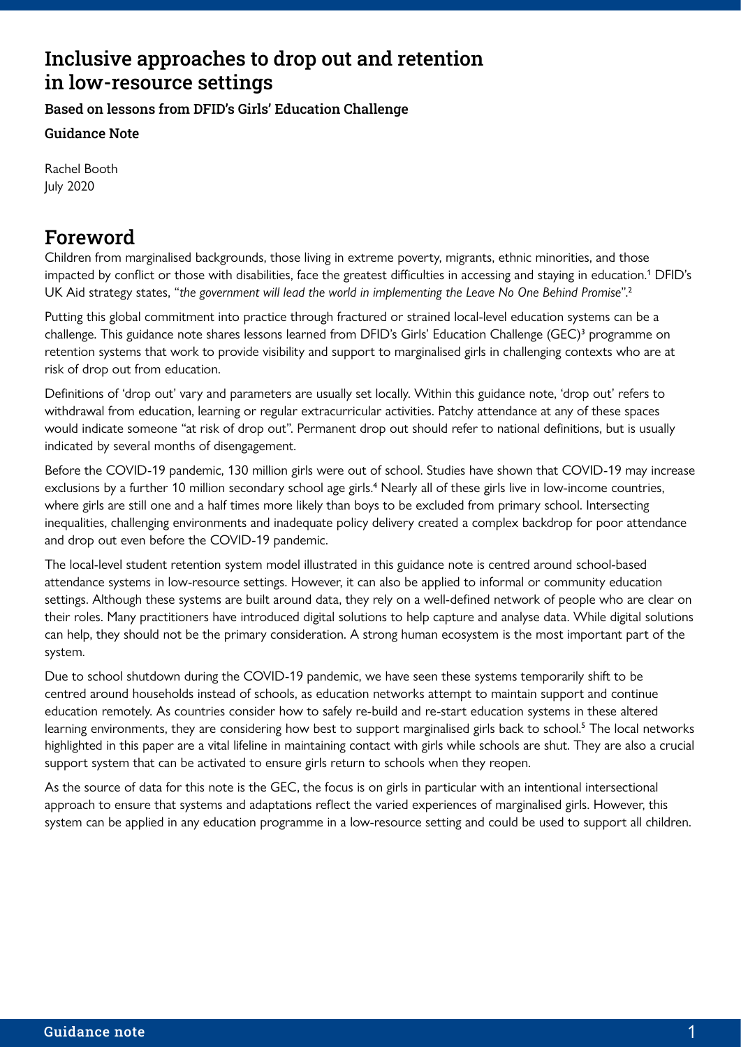# Inclusive approaches to drop out and retention in low-resource settings

### Based on lessons from DFID's Girls' Education Challenge

### Guidance Note

Rachel Booth
July 2020

## Foreword

Children from marginalised backgrounds, those living in extreme poverty, migrants, ethnic minorities, and those impacted by conflict or those with disabilities, face the greatest difficulties in accessing and staying in education.[1] DFID's UK Aid strategy states, "*the government will lead the world in implementing the Leave No One Behind Promise*".[2]

Putting this global commitment into practice through fractured or strained local-level education systems can be a challenge. This guidance note shares lessons learned from DFID's Girls' Education Challenge (GEC)[3] programme on retention systems that work to provide visibility and support to marginalised girls in challenging contexts who are at risk of drop out from education.

Definitions of 'drop out' vary and parameters are usually set locally. Within this guidance note, 'drop out' refers to withdrawal from education, learning or regular extracurricular activities. Patchy attendance at any of these spaces would indicate someone "at risk of drop out". Permanent drop out should refer to national definitions, but is usually indicated by several months of disengagement.

Before the COVID-19 pandemic, 130 million girls were out of school. Studies have shown that COVID-19 may increase exclusions by a further 10 million secondary school age girls.[4] Nearly all of these girls live in low-income countries, where girls are still one and a half times more likely than boys to be excluded from primary school. Intersecting inequalities, challenging environments and inadequate policy delivery created a complex backdrop for poor attendance and drop out even before the COVID-19 pandemic.

The local-level student retention system model illustrated in this guidance note is centred around school-based attendance systems in low-resource settings. However, it can also be applied to informal or community education settings. Although these systems are built around data, they rely on a well-defined network of people who are clear on their roles. Many practitioners have introduced digital solutions to help capture and analyse data. While digital solutions can help, they should not be the primary consideration. A strong human ecosystem is the most important part of the system.

Due to school shutdown during the COVID-19 pandemic, we have seen these systems temporarily shift to be centred around households instead of schools, as education networks attempt to maintain support and continue education remotely. As countries consider how to safely re-build and re-start education systems in these altered learning environments, they are considering how best to support marginalised girls back to school.[5] The local networks highlighted in this paper are a vital lifeline in maintaining contact with girls while schools are shut. They are also a crucial support system that can be activated to ensure girls return to schools when they reopen.

As the source of data for this note is the GEC, the focus is on girls in particular with an intentional intersectional approach to ensure that systems and adaptations reflect the varied experiences of marginalised girls. However, this system can be applied in any education programme in a low-resource setting and could be used to support all children.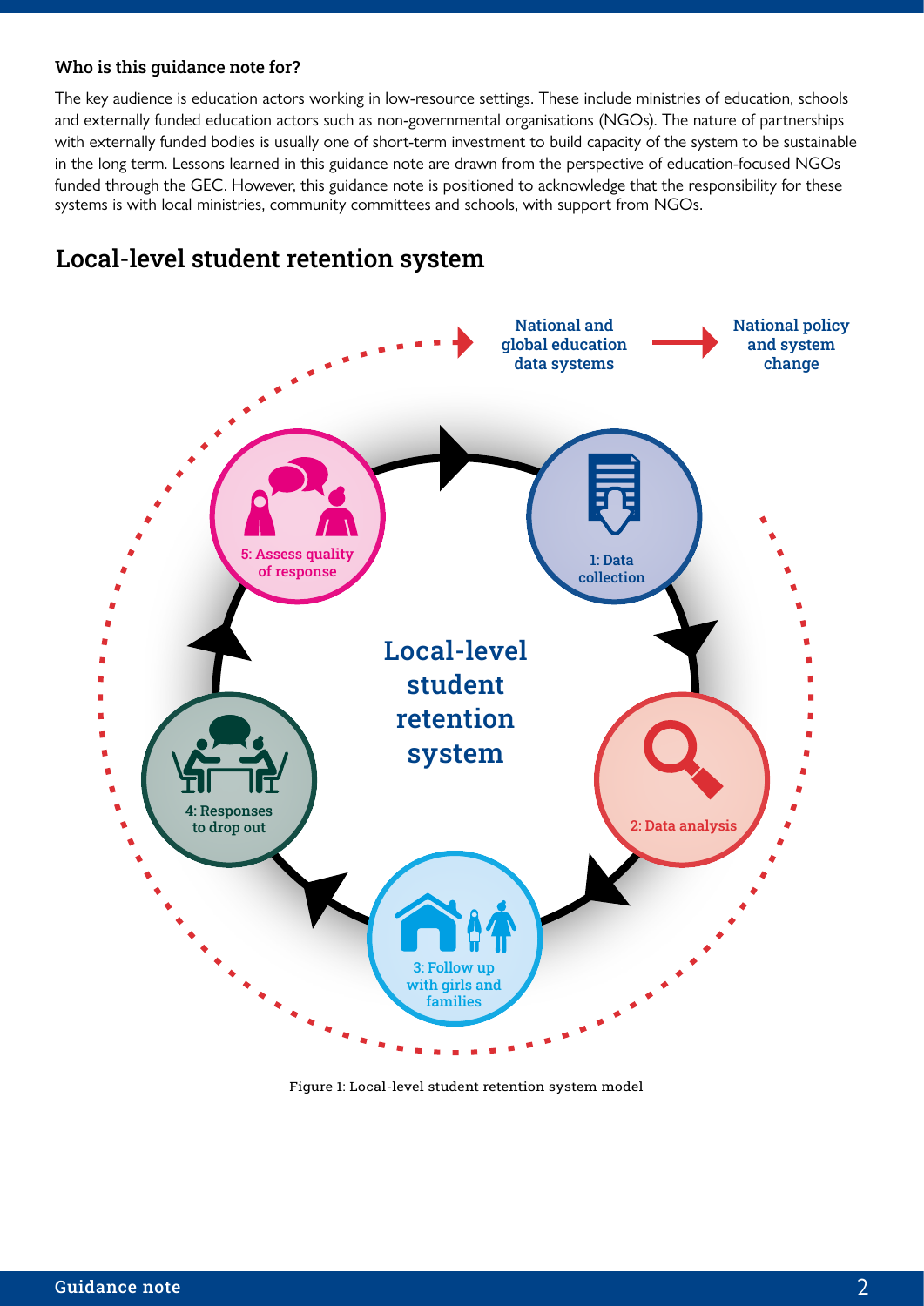**Who is this guidance note for?**

The key audience is education actors working in low-resource settings. These include ministries of education, schools and externally funded education actors such as non-governmental organisations (NGOs). The nature of partnerships with externally funded bodies is usually one of short-term investment to build capacity of the system to be sustainable in the long term. Lessons learned in this guidance note are drawn from the perspective of education-focused NGOs funded through the GEC. However, this guidance note is positioned to acknowledge that the responsibility for these systems is with local ministries, community committees and schools, with support from NGOs.

## Local-level student retention system

National and global education data systems → National policy and system change

Local-level student retention system

1: Data collection

2: Data analysis

3: Follow up with girls and families

4: Responses to drop out

5: Assess quality of response

Figure 1: Local-level student retention system model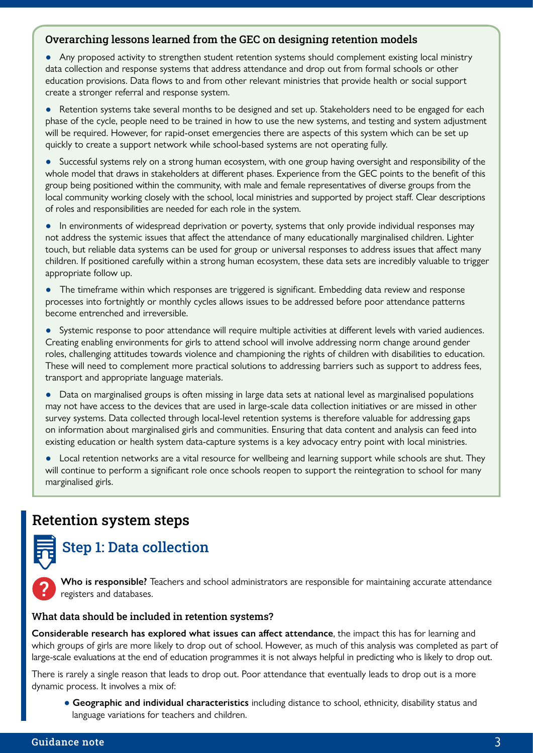### Overarching lessons learned from the GEC on designing retention models

- Any proposed activity to strengthen student retention systems should complement existing local ministry data collection and response systems that address attendance and drop out from formal schools or other education provisions. Data flows to and from other relevant ministries that provide health or social support create a stronger referral and response system.
- Retention systems take several months to be designed and set up. Stakeholders need to be engaged for each phase of the cycle, people need to be trained in how to use the new systems, and testing and system adjustment will be required. However, for rapid-onset emergencies there are aspects of this system which can be set up quickly to create a support network while school-based systems are not operating fully.
- Successful systems rely on a strong human ecosystem, with one group having oversight and responsibility of the whole model that draws in stakeholders at different phases. Experience from the GEC points to the benefit of this group being positioned within the community, with male and female representatives of diverse groups from the local community working closely with the school, local ministries and supported by project staff. Clear descriptions of roles and responsibilities are needed for each role in the system.
- In environments of widespread deprivation or poverty, systems that only provide individual responses may not address the systemic issues that affect the attendance of many educationally marginalised children. Lighter touch, but reliable data systems can be used for group or universal responses to address issues that affect many children. If positioned carefully within a strong human ecosystem, these data sets are incredibly valuable to trigger appropriate follow up.
- The timeframe within which responses are triggered is significant. Embedding data review and response processes into fortnightly or monthly cycles allows issues to be addressed before poor attendance patterns become entrenched and irreversible.
- Systemic response to poor attendance will require multiple activities at different levels with varied audiences. Creating enabling environments for girls to attend school will involve addressing norm change around gender roles, challenging attitudes towards violence and championing the rights of children with disabilities to education. These will need to complement more practical solutions to addressing barriers such as support to address fees, transport and appropriate language materials.
- Data on marginalised groups is often missing in large data sets at national level as marginalised populations may not have access to the devices that are used in large-scale data collection initiatives or are missed in other survey systems. Data collected through local-level retention systems is therefore valuable for addressing gaps on information about marginalised girls and communities. Ensuring that data content and analysis can feed into existing education or health system data-capture systems is a key advocacy entry point with local ministries.
- Local retention networks are a vital resource for wellbeing and learning support while schools are shut. They will continue to perform a significant role once schools reopen to support the reintegration to school for many marginalised girls.

## Retention system steps

### Step 1: Data collection

**Who is responsible?** Teachers and school administrators are responsible for maintaining accurate attendance registers and databases.

#### What data should be included in retention systems?

**Considerable research has explored what issues can affect attendance**, the impact this has for learning and which groups of girls are more likely to drop out of school. However, as much of this analysis was completed as part of large-scale evaluations at the end of education programmes it is not always helpful in predicting who is likely to drop out.

There is rarely a single reason that leads to drop out. Poor attendance that eventually leads to drop out is a more dynamic process. It involves a mix of:

- **Geographic and individual characteristics** including distance to school, ethnicity, disability status and language variations for teachers and children.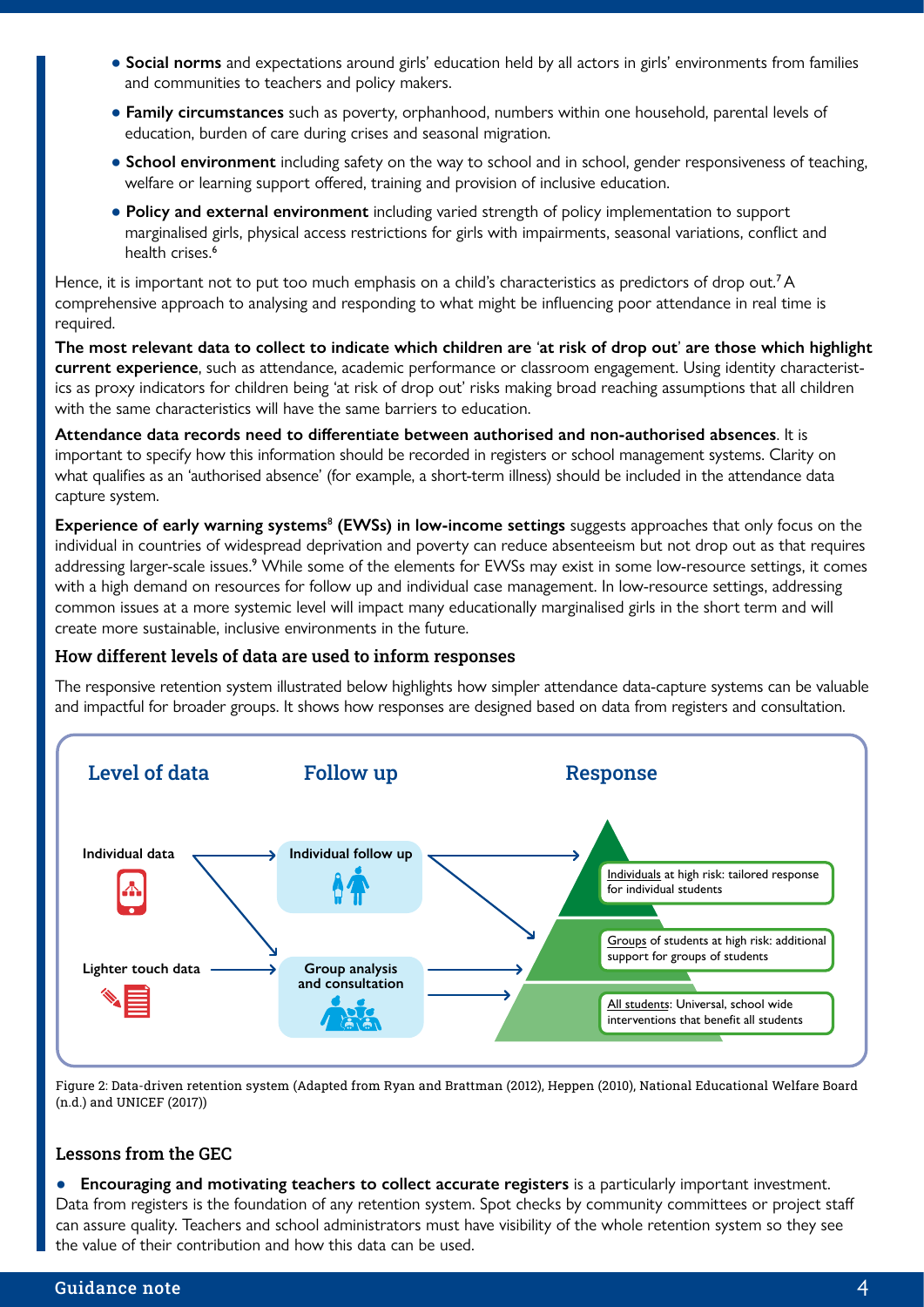- **Social norms** and expectations around girls' education held by all actors in girls' environments from families and communities to teachers and policy makers.
- **Family circumstances** such as poverty, orphanhood, numbers within one household, parental levels of education, burden of care during crises and seasonal migration.
- **School environment** including safety on the way to school and in school, gender responsiveness of teaching, welfare or learning support offered, training and provision of inclusive education.
- **Policy and external environment** including varied strength of policy implementation to support marginalised girls, physical access restrictions for girls with impairments, seasonal variations, conflict and health crises.[6]

Hence, it is important not to put too much emphasis on a child's characteristics as predictors of drop out.[7] A comprehensive approach to analysing and responding to what might be influencing poor attendance in real time is required.

**The most relevant data to collect to indicate which children are 'at risk of drop out' are those which highlight current experience**, such as attendance, academic performance or classroom engagement. Using identity characteristics as proxy indicators for children being 'at risk of drop out' risks making broad reaching assumptions that all children with the same characteristics will have the same barriers to education.

**Attendance data records need to differentiate between authorised and non-authorised absences**. It is important to specify how this information should be recorded in registers or school management systems. Clarity on what qualifies as an 'authorised absence' (for example, a short-term illness) should be included in the attendance data capture system.

**Experience of early warning systems[8] (EWSs) in low-income settings** suggests approaches that only focus on the individual in countries of widespread deprivation and poverty can reduce absenteeism but not drop out as that requires addressing larger-scale issues.[9] While some of the elements for EWSs may exist in some low-resource settings, it comes with a high demand on resources for follow up and individual case management. In low-resource settings, addressing common issues at a more systemic level will impact many educationally marginalised girls in the short term and will create more sustainable, inclusive environments in the future.

### How different levels of data are used to inform responses

The responsive retention system illustrated below highlights how simpler attendance data-capture systems can be valuable and impactful for broader groups. It shows how responses are designed based on data from registers and consultation.

| Level of data | Follow up | Response |
|---|---|---|
| Individual data | Individual follow up | Individuals at high risk: tailored response for individual students |
| | | Groups of students at high risk: additional support for groups of students |
| Lighter touch data | Group analysis and consultation | All students: Universal, school wide interventions that benefit all students |

Figure 2: Data-driven retention system (Adapted from Ryan and Brattman (2012), Heppen (2010), National Educational Welfare Board (n.d.) and UNICEF (2017))

### Lessons from the GEC

- **Encouraging and motivating teachers to collect accurate registers** is a particularly important investment. Data from registers is the foundation of any retention system. Spot checks by community committees or project staff can assure quality. Teachers and school administrators must have visibility of the whole retention system so they see the value of their contribution and how this data can be used.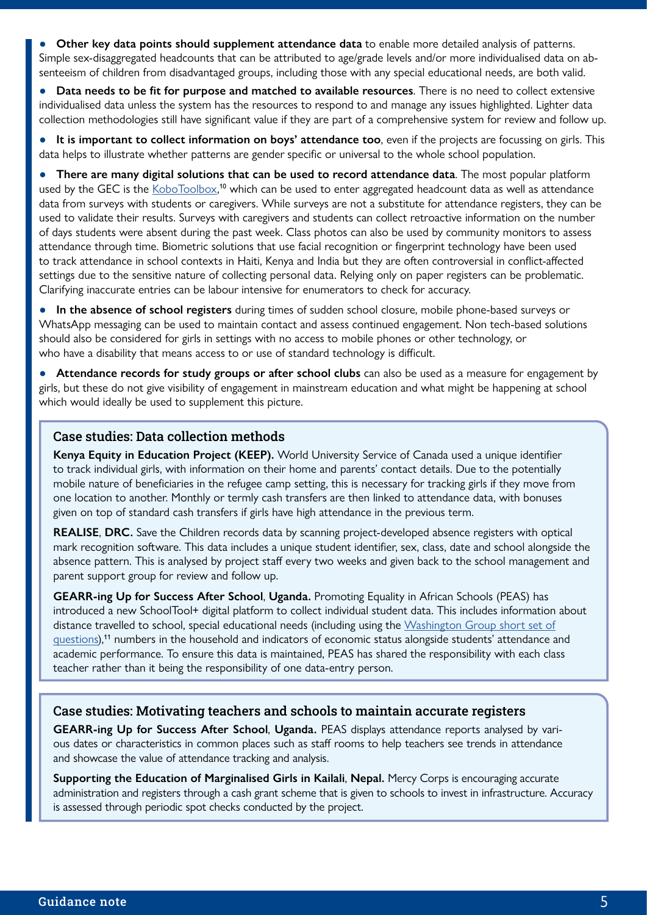- **Other key data points should supplement attendance data** to enable more detailed analysis of patterns. Simple sex-disaggregated headcounts that can be attributed to age/grade levels and/or more individualised data on absenteeism of children from disadvantaged groups, including those with any special educational needs, are both valid.
- **Data needs to be fit for purpose and matched to available resources**. There is no need to collect extensive individualised data unless the system has the resources to respond to and manage any issues highlighted. Lighter data collection methodologies still have significant value if they are part of a comprehensive system for review and follow up.
- **It is important to collect information on boys' attendance too**, even if the projects are focussing on girls. This data helps to illustrate whether patterns are gender specific or universal to the whole school population.
- **There are many digital solutions that can be used to record attendance data**. The most popular platform used by the GEC is the KoboToolbox,[10] which can be used to enter aggregated headcount data as well as attendance data from surveys with students or caregivers. While surveys are not a substitute for attendance registers, they can be used to validate their results. Surveys with caregivers and students can collect retroactive information on the number of days students were absent during the past week. Class photos can also be used by community monitors to assess attendance through time. Biometric solutions that use facial recognition or fingerprint technology have been used to track attendance in school contexts in Haiti, Kenya and India but they are often controversial in conflict-affected settings due to the sensitive nature of collecting personal data. Relying only on paper registers can be problematic. Clarifying inaccurate entries can be labour intensive for enumerators to check for accuracy.
- **In the absence of school registers** during times of sudden school closure, mobile phone-based surveys or WhatsApp messaging can be used to maintain contact and assess continued engagement. Non tech-based solutions should also be considered for girls in settings with no access to mobile phones or other technology, or who have a disability that means access to or use of standard technology is difficult.
- **Attendance records for study groups or after school clubs** can also be used as a measure for engagement by girls, but these do not give visibility of engagement in mainstream education and what might be happening at school which would ideally be used to supplement this picture.

### Case studies: Data collection methods

**Kenya Equity in Education Project (KEEP).** World University Service of Canada used a unique identifier to track individual girls, with information on their home and parents' contact details. Due to the potentially mobile nature of beneficiaries in the refugee camp setting, this is necessary for tracking girls if they move from one location to another. Monthly or termly cash transfers are then linked to attendance data, with bonuses given on top of standard cash transfers if girls have high attendance in the previous term.

**REALISE, DRC.** Save the Children records data by scanning project-developed absence registers with optical mark recognition software. This data includes a unique student identifier, sex, class, date and school alongside the absence pattern. This is analysed by project staff every two weeks and given back to the school management and parent support group for review and follow up.

**GEARR-ing Up for Success After School, Uganda.** Promoting Equality in African Schools (PEAS) has introduced a new SchoolTool+ digital platform to collect individual student data. This includes information about distance travelled to school, special educational needs (including using the Washington Group short set of questions),[11] numbers in the household and indicators of economic status alongside students' attendance and academic performance. To ensure this data is maintained, PEAS has shared the responsibility with each class teacher rather than it being the responsibility of one data-entry person.

### Case studies: Motivating teachers and schools to maintain accurate registers

**GEARR-ing Up for Success After School, Uganda.** PEAS displays attendance reports analysed by various dates or characteristics in common places such as staff rooms to help teachers see trends in attendance and showcase the value of attendance tracking and analysis.

**Supporting the Education of Marginalised Girls in Kailali, Nepal.** Mercy Corps is encouraging accurate administration and registers through a cash grant scheme that is given to schools to invest in infrastructure. Accuracy is assessed through periodic spot checks conducted by the project.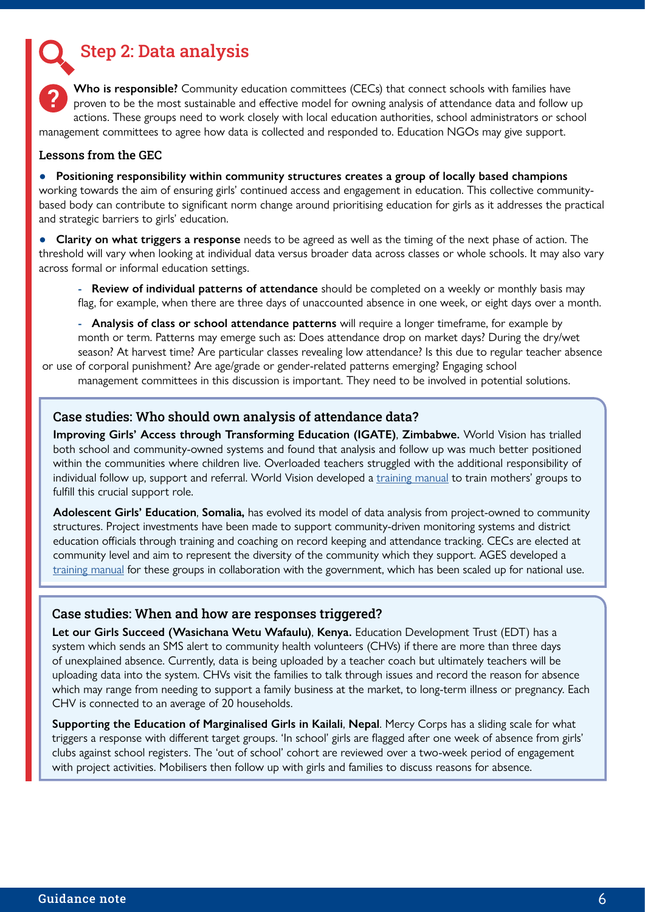## Step 2: Data analysis

**Who is responsible?** Community education committees (CECs) that connect schools with families have proven to be the most sustainable and effective model for owning analysis of attendance data and follow up actions. These groups need to work closely with local education authorities, school administrators or school management committees to agree how data is collected and responded to. Education NGOs may give support.

### Lessons from the GEC

- **Positioning responsibility within community structures creates a group of locally based champions** working towards the aim of ensuring girls' continued access and engagement in education. This collective community-based body can contribute to significant norm change around prioritising education for girls as it addresses the practical and strategic barriers to girls' education.

- **Clarity on what triggers a response** needs to be agreed as well as the timing of the next phase of action. The threshold will vary when looking at individual data versus broader data across classes or whole schools. It may also vary across formal or informal education settings.

  - **Review of individual patterns of attendance** should be completed on a weekly or monthly basis may flag, for example, when there are three days of unaccounted absence in one week, or eight days over a month.

  - **Analysis of class or school attendance patterns** will require a longer timeframe, for example by month or term. Patterns may emerge such as: Does attendance drop on market days? During the dry/wet season? At harvest time? Are particular classes revealing low attendance? Is this due to regular teacher absence or use of corporal punishment? Are age/grade or gender-related patterns emerging? Engaging school management committees in this discussion is important. They need to be involved in potential solutions.

### Case studies: Who should own analysis of attendance data?

**Improving Girls' Access through Transforming Education (IGATE)**, **Zimbabwe.** World Vision has trialled both school and community-owned systems and found that analysis and follow up was much better positioned within the communities where children live. Overloaded teachers struggled with the additional responsibility of individual follow up, support and referral. World Vision developed a training manual to train mothers' groups to fulfill this crucial support role.

**Adolescent Girls' Education**, **Somalia,** has evolved its model of data analysis from project-owned to community structures. Project investments have been made to support community-driven monitoring systems and district education officials through training and coaching on record keeping and attendance tracking. CECs are elected at community level and aim to represent the diversity of the community which they support. AGES developed a training manual for these groups in collaboration with the government, which has been scaled up for national use.

### Case studies: When and how are responses triggered?

**Let our Girls Succeed (Wasichana Wetu Wafaulu)**, **Kenya.** Education Development Trust (EDT) has a system which sends an SMS alert to community health volunteers (CHVs) if there are more than three days of unexplained absence. Currently, data is being uploaded by a teacher coach but ultimately teachers will be uploading data into the system. CHVs visit the families to talk through issues and record the reason for absence which may range from needing to support a family business at the market, to long-term illness or pregnancy. Each CHV is connected to an average of 20 households.

**Supporting the Education of Marginalised Girls in Kailali**, **Nepal**. Mercy Corps has a sliding scale for what triggers a response with different target groups. 'In school' girls are flagged after one week of absence from girls' clubs against school registers. The 'out of school' cohort are reviewed over a two-week period of engagement with project activities. Mobilisers then follow up with girls and families to discuss reasons for absence.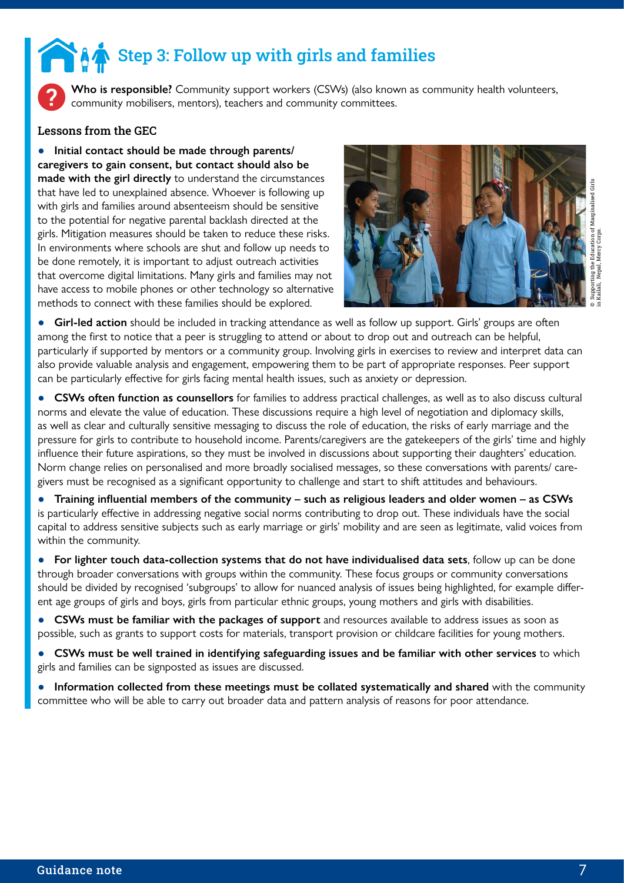## Step 3: Follow up with girls and families

**Who is responsible?** Community support workers (CSWs) (also known as community health volunteers, community mobilisers, mentors), teachers and community committees.

### Lessons from the GEC

- **Initial contact should be made through parents/caregivers to gain consent, but contact should also be made with the girl directly** to understand the circumstances that have led to unexplained absence. Whoever is following up with girls and families around absenteeism should be sensitive to the potential for negative parental backlash directed at the girls. Mitigation measures should be taken to reduce these risks. In environments where schools are shut and follow up needs to be done remotely, it is important to adjust outreach activities that overcome digital limitations. Many girls and families may not have access to mobile phones or other technology so alternative methods to connect with these families should be explored.

© Supporting the Education of Marginalised Girls in Kailali, Nepal, Mercy Corps.

- **Girl-led action** should be included in tracking attendance as well as follow up support. Girls' groups are often among the first to notice that a peer is struggling to attend or about to drop out and outreach can be helpful, particularly if supported by mentors or a community group. Involving girls in exercises to review and interpret data can also provide valuable analysis and engagement, empowering them to be part of appropriate responses. Peer support can be particularly effective for girls facing mental health issues, such as anxiety or depression.
- **CSWs often function as counsellors** for families to address practical challenges, as well as to also discuss cultural norms and elevate the value of education. These discussions require a high level of negotiation and diplomacy skills, as well as clear and culturally sensitive messaging to discuss the role of education, the risks of early marriage and the pressure for girls to contribute to household income. Parents/caregivers are the gatekeepers of the girls' time and highly influence their future aspirations, so they must be involved in discussions about supporting their daughters' education. Norm change relies on personalised and more broadly socialised messages, so these conversations with parents/ care-givers must be recognised as a significant opportunity to challenge and start to shift attitudes and behaviours.
- **Training influential members of the community – such as religious leaders and older women – as CSWs** is particularly effective in addressing negative social norms contributing to drop out. These individuals have the social capital to address sensitive subjects such as early marriage or girls' mobility and are seen as legitimate, valid voices from within the community.
- **For lighter touch data-collection systems that do not have individualised data sets**, follow up can be done through broader conversations with groups within the community. These focus groups or community conversations should be divided by recognised 'subgroups' to allow for nuanced analysis of issues being highlighted, for example different age groups of girls and boys, girls from particular ethnic groups, young mothers and girls with disabilities.
- **CSWs must be familiar with the packages of support** and resources available to address issues as soon as possible, such as grants to support costs for materials, transport provision or childcare facilities for young mothers.
- **CSWs must be well trained in identifying safeguarding issues and be familiar with other services** to which girls and families can be signposted as issues are discussed.
- **Information collected from these meetings must be collated systematically and shared** with the community committee who will be able to carry out broader data and pattern analysis of reasons for poor attendance.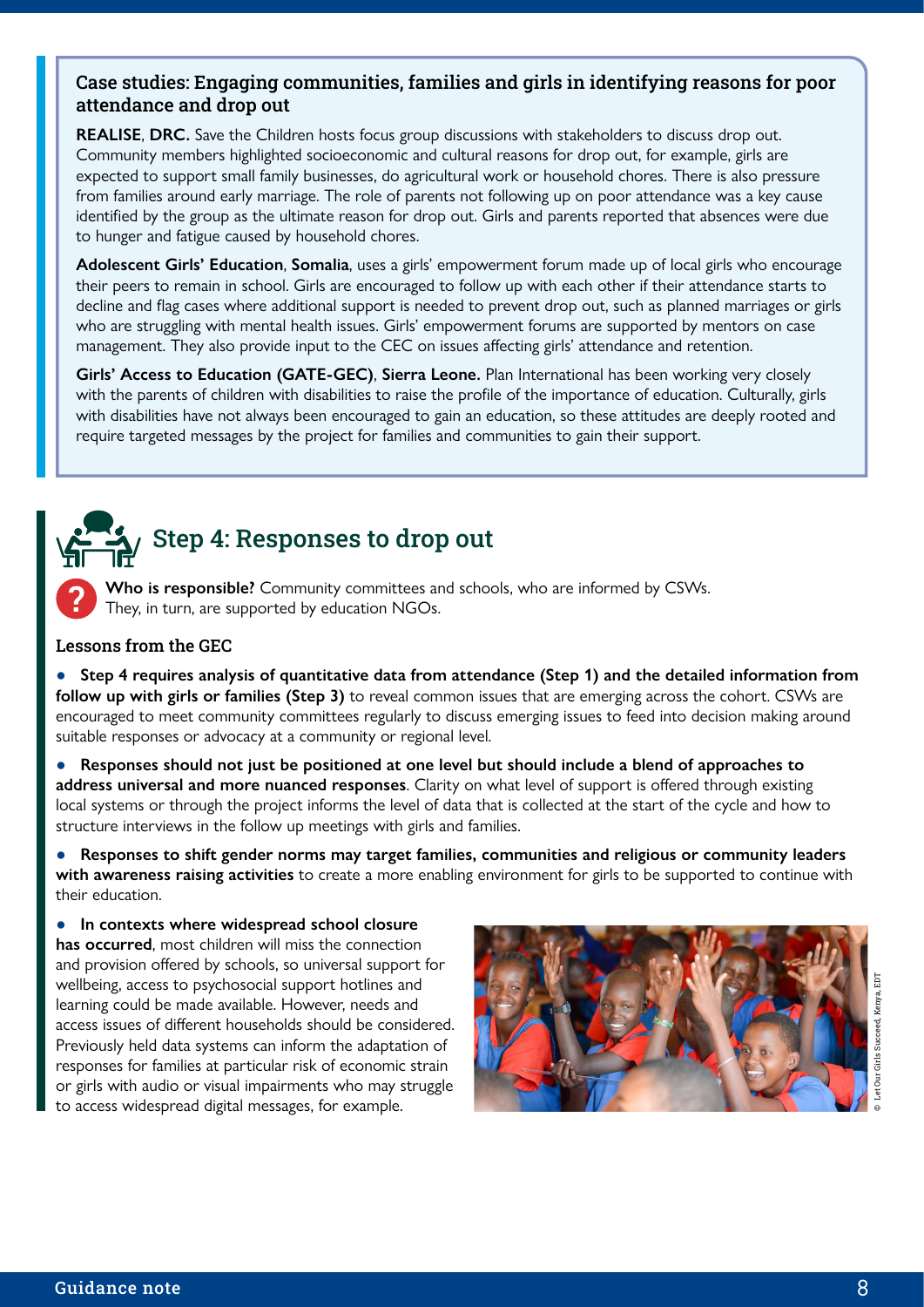### Case studies: Engaging communities, families and girls in identifying reasons for poor attendance and drop out

**REALISE**, **DRC.** Save the Children hosts focus group discussions with stakeholders to discuss drop out. Community members highlighted socioeconomic and cultural reasons for drop out, for example, girls are expected to support small family businesses, do agricultural work or household chores. There is also pressure from families around early marriage. The role of parents not following up on poor attendance was a key cause identified by the group as the ultimate reason for drop out. Girls and parents reported that absences were due to hunger and fatigue caused by household chores.

**Adolescent Girls' Education**, **Somalia**, uses a girls' empowerment forum made up of local girls who encourage their peers to remain in school. Girls are encouraged to follow up with each other if their attendance starts to decline and flag cases where additional support is needed to prevent drop out, such as planned marriages or girls who are struggling with mental health issues. Girls' empowerment forums are supported by mentors on case management. They also provide input to the CEC on issues affecting girls' attendance and retention.

**Girls' Access to Education (GATE-GEC)**, **Sierra Leone.** Plan International has been working very closely with the parents of children with disabilities to raise the profile of the importance of education. Culturally, girls with disabilities have not always been encouraged to gain an education, so these attitudes are deeply rooted and require targeted messages by the project for families and communities to gain their support.

## Step 4: Responses to drop out

**Who is responsible?** Community committees and schools, who are informed by CSWs. They, in turn, are supported by education NGOs.

### Lessons from the GEC

- **Step 4 requires analysis of quantitative data from attendance (Step 1) and the detailed information from follow up with girls or families (Step 3)** to reveal common issues that are emerging across the cohort. CSWs are encouraged to meet community committees regularly to discuss emerging issues to feed into decision making around suitable responses or advocacy at a community or regional level.
- **Responses should not just be positioned at one level but should include a blend of approaches to address universal and more nuanced responses**. Clarity on what level of support is offered through existing local systems or through the project informs the level of data that is collected at the start of the cycle and how to structure interviews in the follow up meetings with girls and families.
- **Responses to shift gender norms may target families, communities and religious or community leaders with awareness raising activities** to create a more enabling environment for girls to be supported to continue with their education.
- **In contexts where widespread school closure has occurred**, most children will miss the connection and provision offered by schools, so universal support for wellbeing, access to psychosocial support hotlines and learning could be made available. However, needs and access issues of different households should be considered. Previously held data systems can inform the adaptation of responses for families at particular risk of economic strain or girls with audio or visual impairments who may struggle to access widespread digital messages, for example.

© Let Our Girls Succeed, Kenya, EDT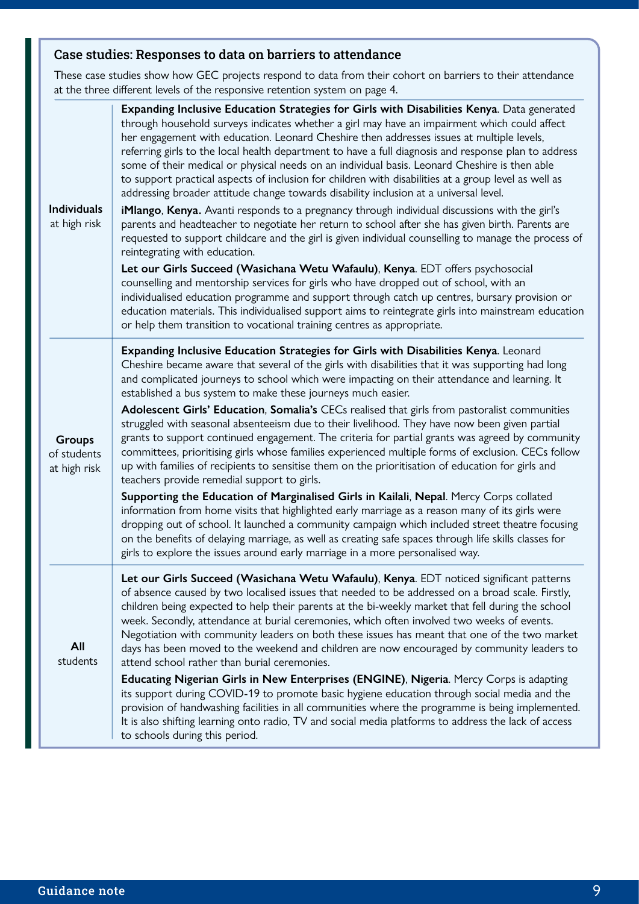## Case studies: Responses to data on barriers to attendance

These case studies show how GEC projects respond to data from their cohort on barriers to their attendance at the three different levels of the responsive retention system on page 4.

| | |
|---|---|
| **Individuals** at high risk | **Expanding Inclusive Education Strategies for Girls with Disabilities Kenya**. Data generated through household surveys indicates whether a girl may have an impairment which could affect her engagement with education. Leonard Cheshire then addresses issues at multiple levels, referring girls to the local health department to have a full diagnosis and response plan to address some of their medical or physical needs on an individual basis. Leonard Cheshire is then able to support practical aspects of inclusion for children with disabilities at a group level as well as addressing broader attitude change towards disability inclusion at a universal level.<br><br>**iMlango**, **Kenya.** Avanti responds to a pregnancy through individual discussions with the girl's parents and headteacher to negotiate her return to school after she has given birth. Parents are requested to support childcare and the girl is given individual counselling to manage the process of reintegrating with education.<br><br>**Let our Girls Succeed (Wasichana Wetu Wafaulu)**, **Kenya**. EDT offers psychosocial counselling and mentorship services for girls who have dropped out of school, with an individualised education programme and support through catch up centres, bursary provision or education materials. This individualised support aims to reintegrate girls into mainstream education or help them transition to vocational training centres as appropriate. |
| **Groups** of students at high risk | **Expanding Inclusive Education Strategies for Girls with Disabilities Kenya**. Leonard Cheshire became aware that several of the girls with disabilities that it was supporting had long and complicated journeys to school which were impacting on their attendance and learning. It established a bus system to make these journeys much easier.<br><br>**Adolescent Girls' Education**, **Somalia's** CECs realised that girls from pastoralist communities struggled with seasonal absenteeism due to their livelihood. They have now been given partial grants to support continued engagement. The criteria for partial grants was agreed by community committees, prioritising girls whose families experienced multiple forms of exclusion. CECs follow up with families of recipients to sensitise them on the prioritisation of education for girls and teachers provide remedial support to girls.<br><br>**Supporting the Education of Marginalised Girls in Kailali**, **Nepal**. Mercy Corps collated information from home visits that highlighted early marriage as a reason many of its girls were dropping out of school. It launched a community campaign which included street theatre focusing on the benefits of delaying marriage, as well as creating safe spaces through life skills classes for girls to explore the issues around early marriage in a more personalised way. |
| **All** students | **Let our Girls Succeed (Wasichana Wetu Wafaulu)**, **Kenya**. EDT noticed significant patterns of absence caused by two localised issues that needed to be addressed on a broad scale. Firstly, children being expected to help their parents at the bi-weekly market that fell during the school week. Secondly, attendance at burial ceremonies, which often involved two weeks of events. Negotiation with community leaders on both these issues has meant that one of the two market days has been moved to the weekend and children are now encouraged by community leaders to attend school rather than burial ceremonies.<br><br>**Educating Nigerian Girls in New Enterprises (ENGINE)**, **Nigeria**. Mercy Corps is adapting its support during COVID-19 to promote basic hygiene education through social media and the provision of handwashing facilities in all communities where the programme is being implemented. It is also shifting learning onto radio, TV and social media platforms to address the lack of access to schools during this period. |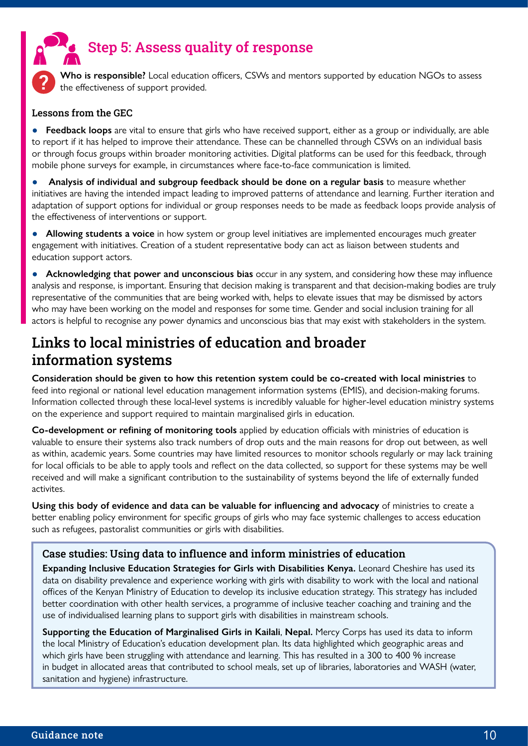## Step 5: Assess quality of response

**Who is responsible?** Local education officers, CSWs and mentors supported by education NGOs to assess the effectiveness of support provided.

### Lessons from the GEC

- **Feedback loops** are vital to ensure that girls who have received support, either as a group or individually, are able to report if it has helped to improve their attendance. These can be channelled through CSWs on an individual basis or through focus groups within broader monitoring activities. Digital platforms can be used for this feedback, through mobile phone surveys for example, in circumstances where face-to-face communication is limited.
- **Analysis of individual and subgroup feedback should be done on a regular basis** to measure whether initiatives are having the intended impact leading to improved patterns of attendance and learning. Further iteration and adaptation of support options for individual or group responses needs to be made as feedback loops provide analysis of the effectiveness of interventions or support.
- **Allowing students a voice** in how system or group level initiatives are implemented encourages much greater engagement with initiatives. Creation of a student representative body can act as liaison between students and education support actors.
- **Acknowledging that power and unconscious bias** occur in any system, and considering how these may influence analysis and response, is important. Ensuring that decision making is transparent and that decision-making bodies are truly representative of the communities that are being worked with, helps to elevate issues that may be dismissed by actors who may have been working on the model and responses for some time. Gender and social inclusion training for all actors is helpful to recognise any power dynamics and unconscious bias that may exist with stakeholders in the system.

## Links to local ministries of education and broader information systems

**Consideration should be given to how this retention system could be co-created with local ministries** to feed into regional or national level education management information systems (EMIS), and decision-making forums. Information collected through these local-level systems is incredibly valuable for higher-level education ministry systems on the experience and support required to maintain marginalised girls in education.

**Co-development or refining of monitoring tools** applied by education officials with ministries of education is valuable to ensure their systems also track numbers of drop outs and the main reasons for drop out between, as well as within, academic years. Some countries may have limited resources to monitor schools regularly or may lack training for local officials to be able to apply tools and reflect on the data collected, so support for these systems may be well received and will make a significant contribution to the sustainability of systems beyond the life of externally funded activites.

**Using this body of evidence and data can be valuable for influencing and advocacy** of ministries to create a better enabling policy environment for specific groups of girls who may face systemic challenges to access education such as refugees, pastoralist communities or girls with disabilities.

### Case studies: Using data to influence and inform ministries of education

**Expanding Inclusive Education Strategies for Girls with Disabilities Kenya.** Leonard Cheshire has used its data on disability prevalence and experience working with girls with disability to work with the local and national offices of the Kenyan Ministry of Education to develop its inclusive education strategy. This strategy has included better coordination with other health services, a programme of inclusive teacher coaching and training and the use of individualised learning plans to support girls with disabilities in mainstream schools.

**Supporting the Education of Marginalised Girls in Kailali, Nepal.** Mercy Corps has used its data to inform the local Ministry of Education's education development plan. Its data highlighted which geographic areas and which girls have been struggling with attendance and learning. This has resulted in a 300 to 400 % increase in budget in allocated areas that contributed to school meals, set up of libraries, laboratories and WASH (water, sanitation and hygiene) infrastructure.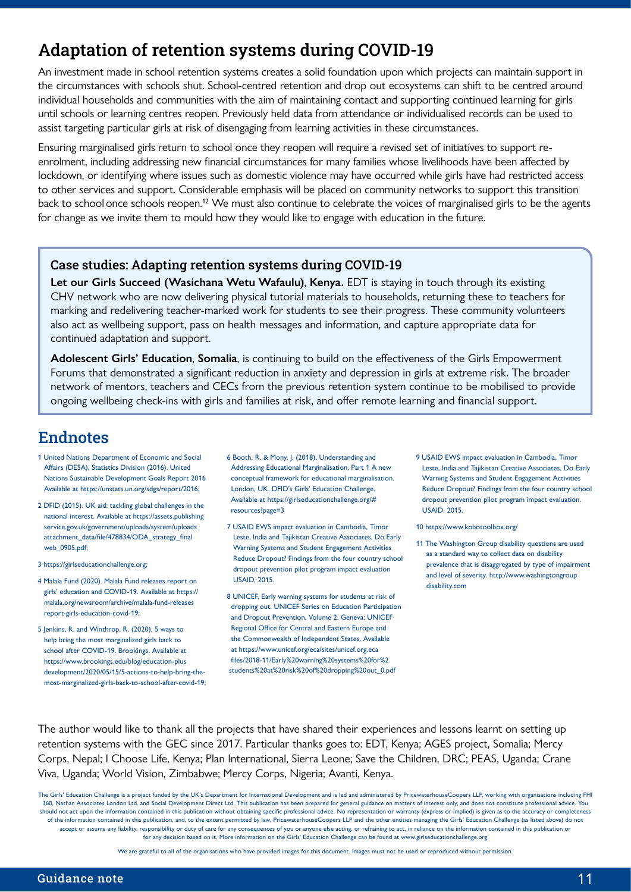## Adaptation of retention systems during COVID-19

An investment made in school retention systems creates a solid foundation upon which projects can maintain support in the circumstances with schools shut. School-centred retention and drop out ecosystems can shift to be centred around individual households and communities with the aim of maintaining contact and supporting continued learning for girls until schools or learning centres reopen. Previously held data from attendance or individualised records can be used to assist targeting particular girls at risk of disengaging from learning activities in these circumstances.

Ensuring marginalised girls return to school once they reopen will require a revised set of initiatives to support re-enrolment, including addressing new financial circumstances for many families whose livelihoods have been affected by lockdown, or identifying where issues such as domestic violence may have occurred while girls have had restricted access to other services and support. Considerable emphasis will be placed on community networks to support this transition back to school once schools reopen.[12] We must also continue to celebrate the voices of marginalised girls to be the agents for change as we invite them to mould how they would like to engage with education in the future.

### Case studies: Adapting retention systems during COVID-19

**Let our Girls Succeed (Wasichana Wetu Wafaulu)**, **Kenya.** EDT is staying in touch through its existing CHV network who are now delivering physical tutorial materials to households, returning these to teachers for marking and redelivering teacher-marked work for students to see their progress. These community volunteers also act as wellbeing support, pass on health messages and information, and capture appropriate data for continued adaptation and support.

**Adolescent Girls' Education**, **Somalia**, is continuing to build on the effectiveness of the Girls Empowerment Forums that demonstrated a significant reduction in anxiety and depression in girls at extreme risk. The broader network of mentors, teachers and CECs from the previous retention system continue to be mobilised to provide ongoing wellbeing check-ins with girls and families at risk, and offer remote learning and financial support.

## Endnotes

1 United Nations Department of Economic and Social Affairs (DESA), Statistics Division (2016). United Nations Sustainable Development Goals Report 2016 Available at https://unstats.un.org/sdgs/report/2016;

2 DFID (2015). UK aid: tackling global challenges in the national interest. Available at https://assets.publishing service.gov.uk/government/uploads/system/uploads attachment_data/file/478834/ODA_strategy_final web_0905.pdf;

3 https://girlseducationchallenge.org;

4 Malala Fund (2020). Malala Fund releases report on girls' education and COVID-19. Available at https:// malala.org/newsroom/archive/malala-fund-releases report-girls-education-covid-19;

5 Jenkins, R. and Winthrop, R. (2020). 5 ways to help bring the most marginalized girls back to school after COVID-19. Brookings. Available at https://www.brookings.edu/blog/education-plus development/2020/05/15/5-actions-to-help-bring-the-most-marginalized-girls-back-to-school-after-covid-19;

6 Booth, R. & Mony, J. (2018). Understanding and Addressing Educational Marginalisation, Part 1 A new conceptual framework for educational marginalisation. London, UK. DFID's Girls' Education Challenge. Available at https://girlseducationchallenge.org/# resources?page=3

7 USAID EWS impact evaluation in Cambodia, Timor Leste, India and Tajikistan Creative Associates, Do Early Warning Systems and Student Engagement Activities Reduce Dropout? Findings from the four country school dropout prevention pilot program impact evaluation USAID, 2015.

8 UNICEF, Early warning systems for students at risk of dropping out. UNICEF Series on Education Participation and Dropout Prevention, Volume 2. Geneva: UNICEF Regional Office for Central and Eastern Europe and the Commonwealth of Independent States. Available at https://www.unicef.org/eca/sites/unicef.org.eca files/2018-11/Early%20warning%20systems%20for%2 students%20at%20risk%20of%20dropping%20out_0.pdf

9 USAID EWS impact evaluation in Cambodia, Timor Leste, India and Tajikistan Creative Associates, Do Early Warning Systems and Student Engagement Activities Reduce Dropout? Findings from the four country school dropout prevention pilot program impact evaluation. USAID, 2015.

10 https://www.kobotoolbox.org/

11 The Washington Group disability questions are used as a standard way to collect data on disability prevalence that is disaggregated by type of impairment and level of severity. http://www.washingtongroup disability.com

The author would like to thank all the projects that have shared their experiences and lessons learnt on setting up retention systems with the GEC since 2017. Particular thanks goes to: EDT, Kenya; AGES project, Somalia; Mercy Corps, Nepal; I Choose Life, Kenya; Plan International, Sierra Leone; Save the Children, DRC; PEAS, Uganda; Crane Viva, Uganda; World Vision, Zimbabwe; Mercy Corps, Nigeria; Avanti, Kenya.

The Girls' Education Challenge is a project funded by the UK's Department for International Development and is led and administered by PricewaterhouseCoopers LLP, working with organisations including FHI 360, Nathan Associates London Ltd. and Social Development Direct Ltd. This publication has been prepared for general guidance on matters of interest only, and does not constitute professional advice. You should not act upon the information contained in this publication without obtaining specific professional advice. No representation or warranty (express or implied) is given as to the accuracy or completeness of the information contained in this publication, and, to the extent permitted by law, PricewaterhouseCoopers LLP and the other entities managing the Girls' Education Challenge (as listed above) do not accept or assume any liability, responsibility or duty of care for any consequences of you or anyone else acting, or refraining to act, in reliance on the information contained in this publication or for any decision based on it. More information on the Girls' Education Challenge can be found at www.girlseducationchallenge.org

We are grateful to all of the organisations who have provided images for this document. Images must not be used or reproduced without permission.